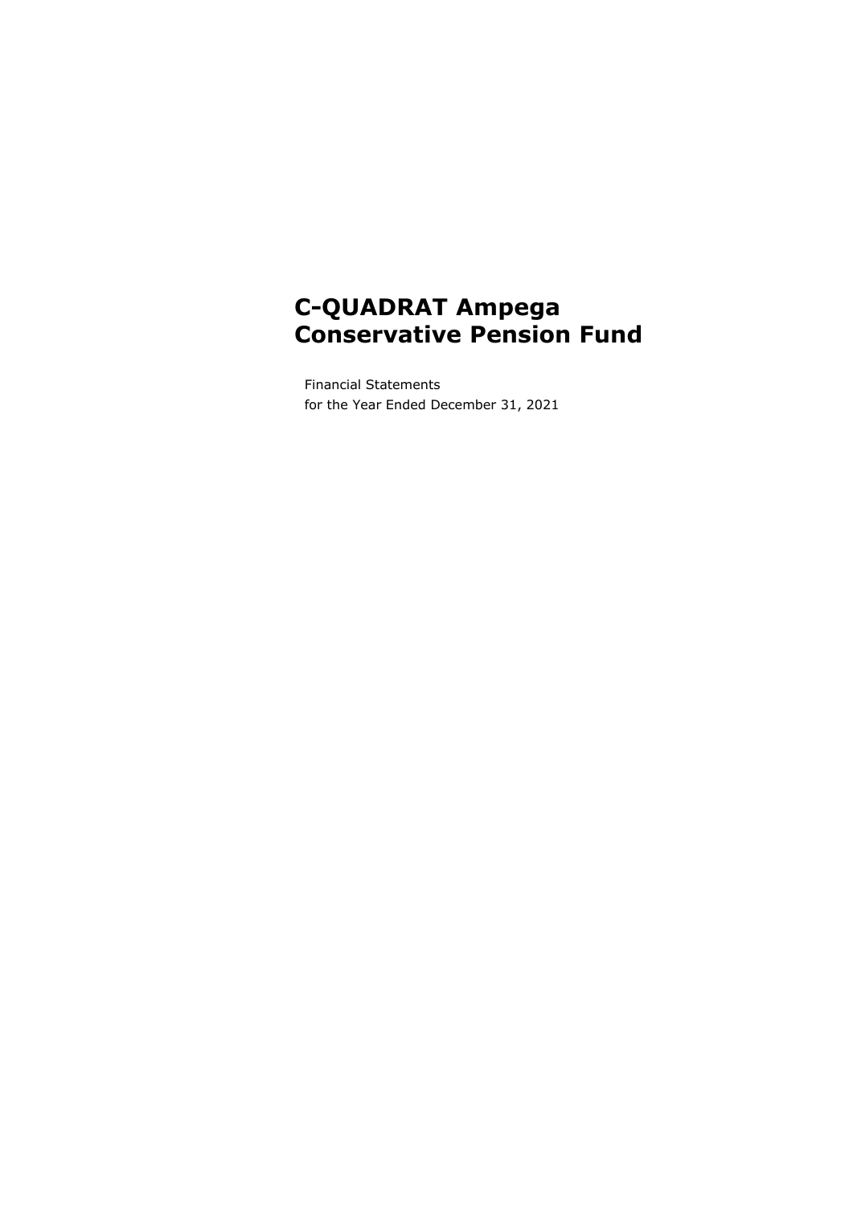# C-QUADRAT Ampega Conservative Pension Fund

Financial Statements
for the Year Ended December 31, 2021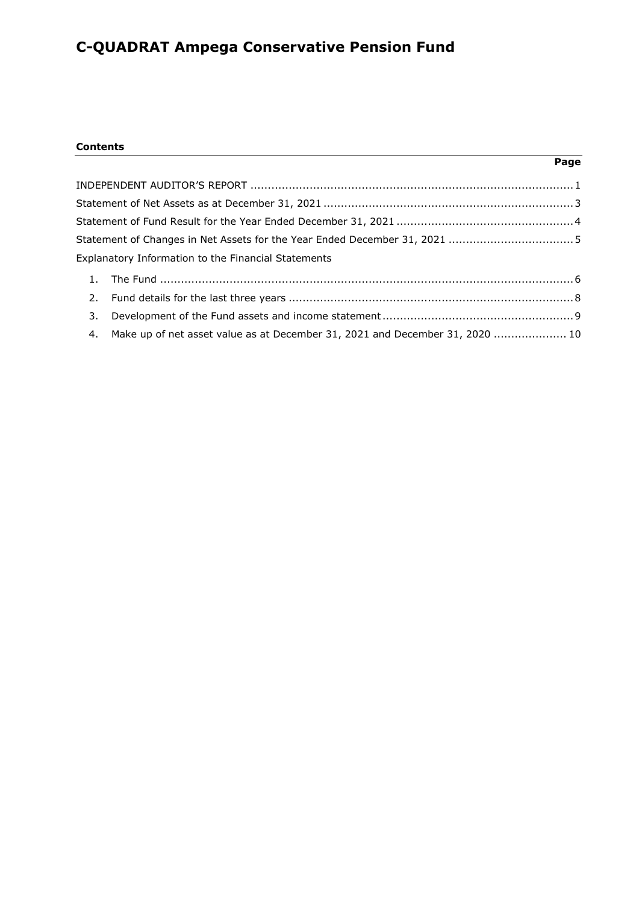# C-QUADRAT Ampega Conservative Pension Fund

**Contents**

| | Page |
|---|---|
| INDEPENDENT AUDITOR'S REPORT | 1 |
| Statement of Net Assets as at December 31, 2021 | 3 |
| Statement of Fund Result for the Year Ended December 31, 2021 | 4 |
| Statement of Changes in Net Assets for the Year Ended December 31, 2021 | 5 |
| Explanatory Information to the Financial Statements | |
| 1. The Fund | 6 |
| 2. Fund details for the last three years | 8 |
| 3. Development of the Fund assets and income statement | 9 |
| 4. Make up of net asset value as at December 31, 2021 and December 31, 2020 | 10 |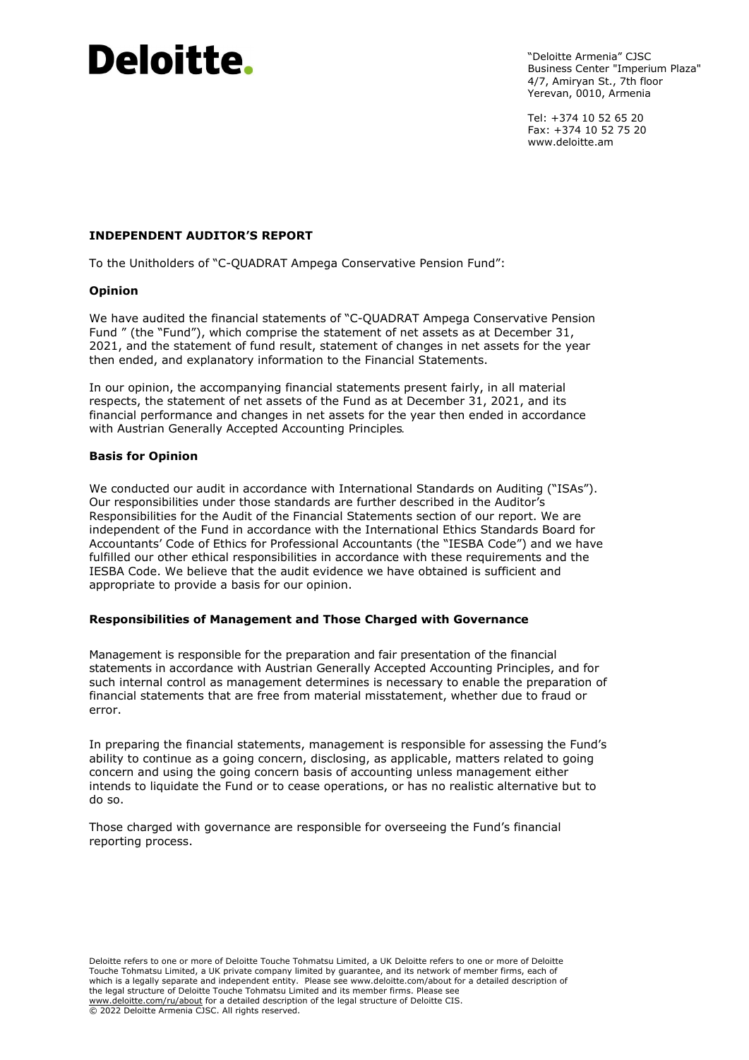# Deloitte.

"Deloitte Armenia" CJSC
Business Center "Imperium Plaza"
4/7, Amiryan St., 7th floor
Yerevan, 0010, Armenia

Tel: +374 10 52 65 20
Fax: +374 10 52 75 20
www.deloitte.am

## INDEPENDENT AUDITOR'S REPORT

To the Unitholders of "C-QUADRAT Ampega Conservative Pension Fund":

### Opinion

We have audited the financial statements of "C-QUADRAT Ampega Conservative Pension Fund " (the "Fund"), which comprise the statement of net assets as at December 31, 2021, and the statement of fund result, statement of changes in net assets for the year then ended, and explanatory information to the Financial Statements.

In our opinion, the accompanying financial statements present fairly, in all material respects, the statement of net assets of the Fund as at December 31, 2021, and its financial performance and changes in net assets for the year then ended in accordance with Austrian Generally Accepted Accounting Principles.

### Basis for Opinion

We conducted our audit in accordance with International Standards on Auditing ("ISAs"). Our responsibilities under those standards are further described in the Auditor's Responsibilities for the Audit of the Financial Statements section of our report. We are independent of the Fund in accordance with the International Ethics Standards Board for Accountants' Code of Ethics for Professional Accountants (the "IESBA Code") and we have fulfilled our other ethical responsibilities in accordance with these requirements and the IESBA Code. We believe that the audit evidence we have obtained is sufficient and appropriate to provide a basis for our opinion.

### Responsibilities of Management and Those Charged with Governance

Management is responsible for the preparation and fair presentation of the financial statements in accordance with Austrian Generally Accepted Accounting Principles, and for such internal control as management determines is necessary to enable the preparation of financial statements that are free from material misstatement, whether due to fraud or error.

In preparing the financial statements, management is responsible for assessing the Fund's ability to continue as a going concern, disclosing, as applicable, matters related to going concern and using the going concern basis of accounting unless management either intends to liquidate the Fund or to cease operations, or has no realistic alternative but to do so.

Those charged with governance are responsible for overseeing the Fund's financial reporting process.

Deloitte refers to one or more of Deloitte Touche Tohmatsu Limited, a UK Deloitte refers to one or more of Deloitte Touche Tohmatsu Limited, a UK private company limited by guarantee, and its network of member firms, each of which is a legally separate and independent entity. Please see www.deloitte.com/about for a detailed description of the legal structure of Deloitte Touche Tohmatsu Limited and its member firms. Please see www.deloitte.com/ru/about for a detailed description of the legal structure of Deloitte CIS.
© 2022 Deloitte Armenia CJSC. All rights reserved.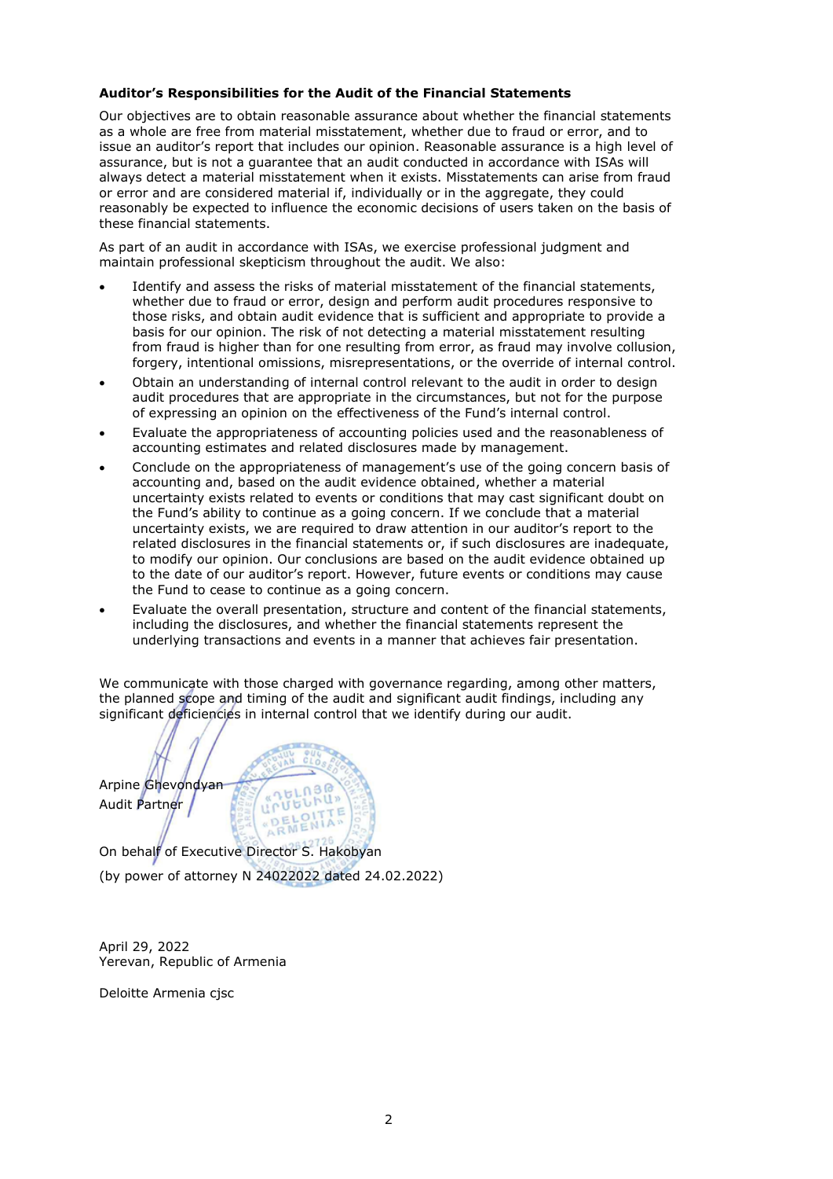**Auditor's Responsibilities for the Audit of the Financial Statements**

Our objectives are to obtain reasonable assurance about whether the financial statements as a whole are free from material misstatement, whether due to fraud or error, and to issue an auditor's report that includes our opinion. Reasonable assurance is a high level of assurance, but is not a guarantee that an audit conducted in accordance with ISAs will always detect a material misstatement when it exists. Misstatements can arise from fraud or error and are considered material if, individually or in the aggregate, they could reasonably be expected to influence the economic decisions of users taken on the basis of these financial statements.

As part of an audit in accordance with ISAs, we exercise professional judgment and maintain professional skepticism throughout the audit. We also:

- Identify and assess the risks of material misstatement of the financial statements, whether due to fraud or error, design and perform audit procedures responsive to those risks, and obtain audit evidence that is sufficient and appropriate to provide a basis for our opinion. The risk of not detecting a material misstatement resulting from fraud is higher than for one resulting from error, as fraud may involve collusion, forgery, intentional omissions, misrepresentations, or the override of internal control.
- Obtain an understanding of internal control relevant to the audit in order to design audit procedures that are appropriate in the circumstances, but not for the purpose of expressing an opinion on the effectiveness of the Fund's internal control.
- Evaluate the appropriateness of accounting policies used and the reasonableness of accounting estimates and related disclosures made by management.
- Conclude on the appropriateness of management's use of the going concern basis of accounting and, based on the audit evidence obtained, whether a material uncertainty exists related to events or conditions that may cast significant doubt on the Fund's ability to continue as a going concern. If we conclude that a material uncertainty exists, we are required to draw attention in our auditor's report to the related disclosures in the financial statements or, if such disclosures are inadequate, to modify our opinion. Our conclusions are based on the audit evidence obtained up to the date of our auditor's report. However, future events or conditions may cause the Fund to cease to continue as a going concern.
- Evaluate the overall presentation, structure and content of the financial statements, including the disclosures, and whether the financial statements represent the underlying transactions and events in a manner that achieves fair presentation.

We communicate with those charged with governance regarding, among other matters, the planned scope and timing of the audit and significant audit findings, including any significant deficiencies in internal control that we identify during our audit.

Arpine Ghevondyan
Audit Partner

On behalf of Executive Director S. Hakobyan

(by power of attorney N 24022022 dated 24.02.2022)

April 29, 2022
Yerevan, Republic of Armenia

Deloitte Armenia cjsc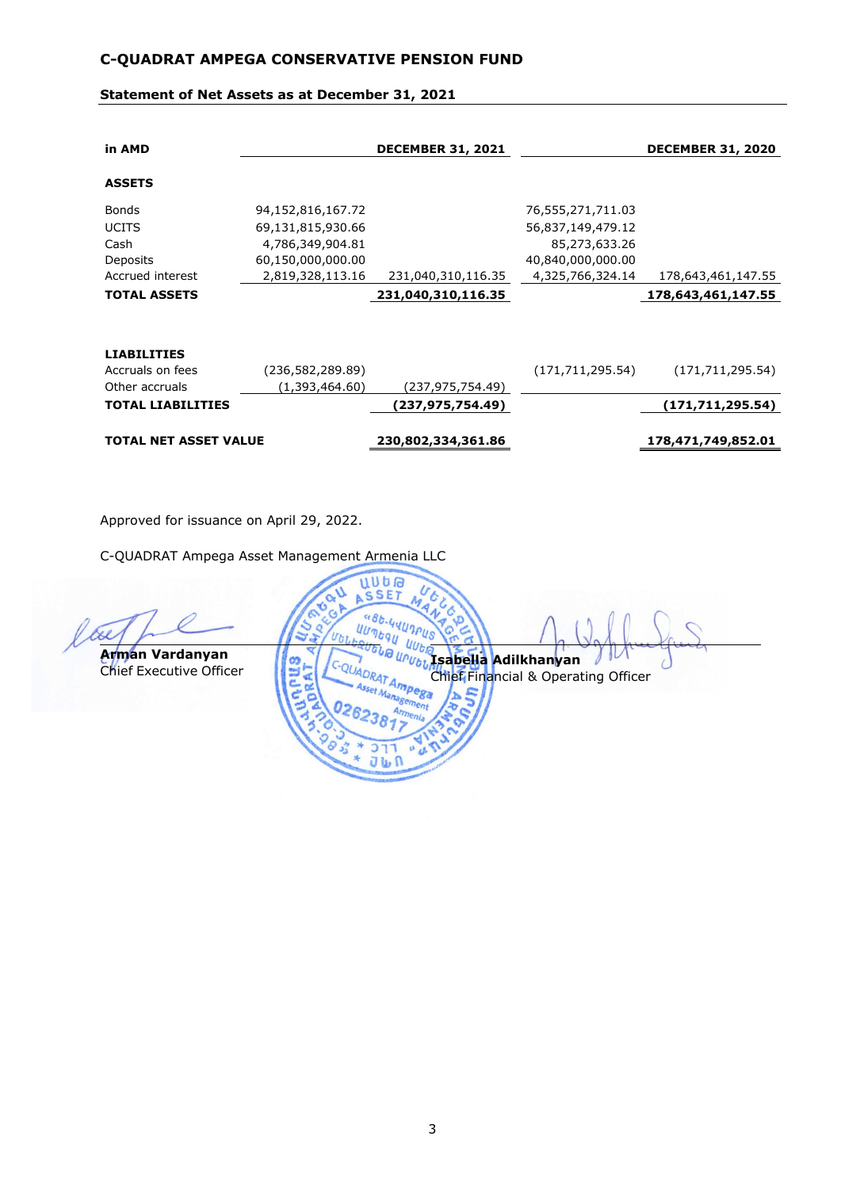**C-QUADRAT AMPEGA CONSERVATIVE PENSION FUND**

**Statement of Net Assets as at December 31, 2021**

| in AMD | | DECEMBER 31, 2021 | | DECEMBER 31, 2020 |
|---|---|---|---|---|
| **ASSETS** | | | | |
| Bonds | 94,152,816,167.72 | | 76,555,271,711.03 | |
| UCITS | 69,131,815,930.66 | | 56,837,149,479.12 | |
| Cash | 4,786,349,904.81 | | 85,273,633.26 | |
| Deposits | 60,150,000,000.00 | | 40,840,000,000.00 | |
| Accrued interest | 2,819,328,113.16 | 231,040,310,116.35 | 4,325,766,324.14 | 178,643,461,147.55 |
| **TOTAL ASSETS** | | **231,040,310,116.35** | | **178,643,461,147.55** |
| | | | | |
| **LIABILITIES** | | | | |
| Accruals on fees | (236,582,289.89) | | (171,711,295.54) | (171,711,295.54) |
| Other accruals | (1,393,464.60) | (237,975,754.49) | | |
| **TOTAL LIABILITIES** | | **(237,975,754.49)** | | **(171,711,295.54)** |
| | | | | |
| **TOTAL NET ASSET VALUE** | | **230,802,334,361.86** | | **178,471,749,852.01** |

Approved for issuance on April 29, 2022.

C-QUADRAT Ampega Asset Management Armenia LLC

**Arman Vardanyan**
Chief Executive Officer

**Isabella Adilkhanyan**
Chief Financial & Operating Officer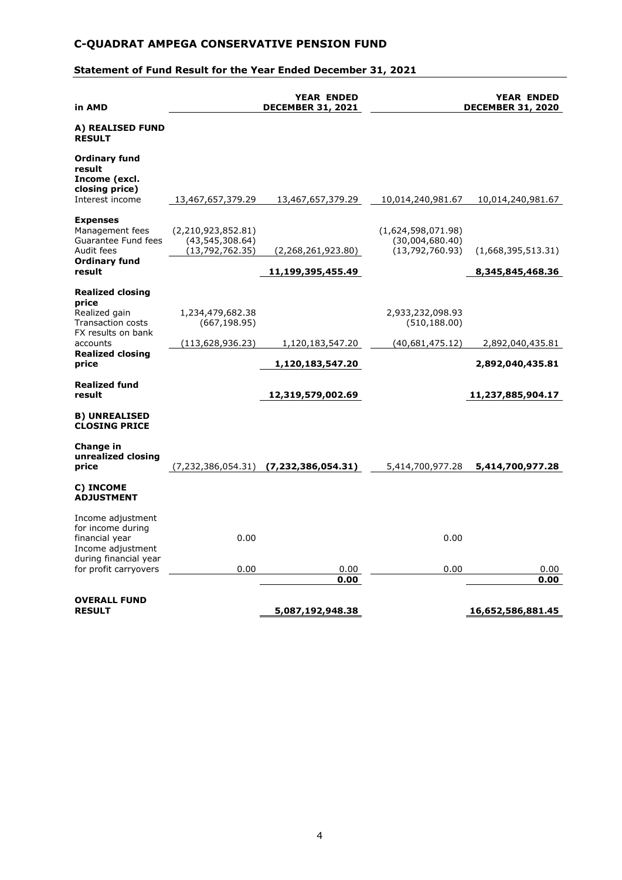# C-QUADRAT AMPEGA CONSERVATIVE PENSION FUND

## Statement of Fund Result for the Year Ended December 31, 2021

| in AMD | | YEAR ENDED DECEMBER 31, 2021 | | YEAR ENDED DECEMBER 31, 2020 |
|---|---|---|---|---|
| **A) REALISED FUND RESULT** | | | | |
| **Ordinary fund result** | | | | |
| **Income (excl. closing price)** | | | | |
| Interest income | 13,467,657,379.29 | 13,467,657,379.29 | 10,014,240,981.67 | 10,014,240,981.67 |
| **Expenses** | | | | |
| Management fees | (2,210,923,852.81) | | (1,624,598,071.98) | |
| Guarantee Fund fees | (43,545,308.64) | | (30,004,680.40) | |
| Audit fees | (13,792,762.35) | (2,268,261,923.80) | (13,792,760.93) | (1,668,395,513.31) |
| **Ordinary fund result** | | **11,199,395,455.49** | | **8,345,845,468.36** |
| **Realized closing price** | | | | |
| Realized gain | 1,234,479,682.38 | | 2,933,232,098.93 | |
| Transaction costs | (667,198.95) | | (510,188.00) | |
| FX results on bank accounts | (113,628,936.23) | 1,120,183,547.20 | (40,681,475.12) | 2,892,040,435.81 |
| **Realized closing price** | | **1,120,183,547.20** | | **2,892,040,435.81** |
| **Realized fund result** | | **12,319,579,002.69** | | **11,237,885,904.17** |
| **B) UNREALISED CLOSING PRICE** | | | | |
| **Change in unrealized closing price** | (7,232,386,054.31) | **(7,232,386,054.31)** | 5,414,700,977.28 | **5,414,700,977.28** |
| **C) INCOME ADJUSTMENT** | | | | |
| Income adjustment for income during financial year | 0.00 | | 0.00 | |
| Income adjustment during financial year for profit carryovers | 0.00 | 0.00 | 0.00 | 0.00 |
| | | **0.00** | | **0.00** |
| **OVERALL FUND RESULT** | | **5,087,192,948.38** | | **16,652,586,881.45** |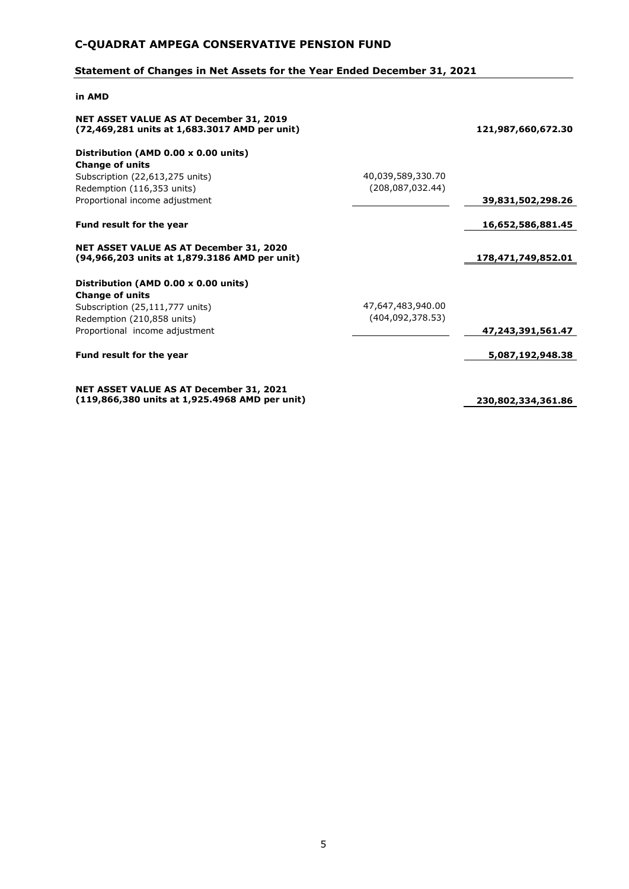# C-QUADRAT AMPEGA CONSERVATIVE PENSION FUND

## Statement of Changes in Net Assets for the Year Ended December 31, 2021

**in AMD**

| | | |
|---|---|---|
| **NET ASSET VALUE AS AT December 31, 2019 (72,469,281 units at 1,683.3017 AMD per unit)** | | **121,987,660,672.30** |
| **Distribution (AMD 0.00 x 0.00 units)** | | |
| **Change of units** | | |
| Subscription (22,613,275 units) | 40,039,589,330.70 | |
| Redemption (116,353 units) | (208,087,032.44) | |
| Proportional income adjustment | | **39,831,502,298.26** |
| **Fund result for the year** | | **16,652,586,881.45** |
| **NET ASSET VALUE AS AT December 31, 2020 (94,966,203 units at 1,879.3186 AMD per unit)** | | **178,471,749,852.01** |
| **Distribution (AMD 0.00 x 0.00 units)** | | |
| **Change of units** | | |
| Subscription (25,111,777 units) | 47,647,483,940.00 | |
| Redemption (210,858 units) | (404,092,378.53) | |
| Proportional income adjustment | | **47,243,391,561.47** |
| **Fund result for the year** | | **5,087,192,948.38** |
| **NET ASSET VALUE AS AT December 31, 2021 (119,866,380 units at 1,925.4968 AMD per unit)** | | **230,802,334,361.86** |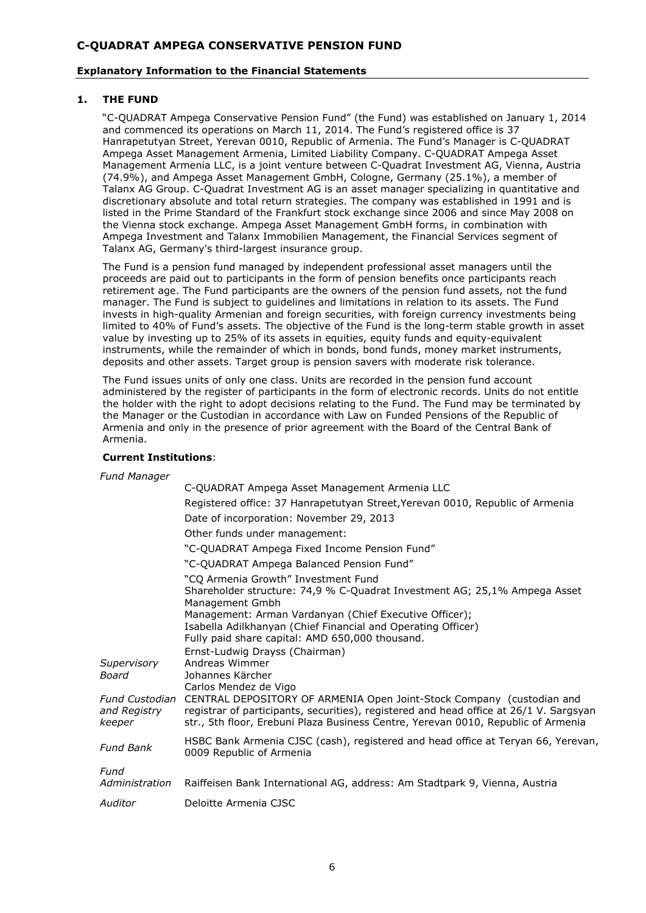# C-QUADRAT AMPEGA CONSERVATIVE PENSION FUND

## Explanatory Information to the Financial Statements

### 1. THE FUND

"C-QUADRAT Ampega Conservative Pension Fund" (the Fund) was established on January 1, 2014 and commenced its operations on March 11, 2014. The Fund's registered office is 37 Hanrapetutyan Street, Yerevan 0010, Republic of Armenia. The Fund's Manager is C-QUADRAT Ampega Asset Management Armenia, Limited Liability Company. C-QUADRAT Ampega Asset Management Armenia LLC, is a joint venture between C-Quadrat Investment AG, Vienna, Austria (74.9%), and Ampega Asset Management GmbH, Cologne, Germany (25.1%), a member of Talanx AG Group. C-Quadrat Investment AG is an asset manager specializing in quantitative and discretionary absolute and total return strategies. The company was established in 1991 and is listed in the Prime Standard of the Frankfurt stock exchange since 2006 and since May 2008 on the Vienna stock exchange. Ampega Asset Management GmbH forms, in combination with Ampega Investment and Talanx Immobilien Management, the Financial Services segment of Talanx AG, Germany's third-largest insurance group.

The Fund is a pension fund managed by independent professional asset managers until the proceeds are paid out to participants in the form of pension benefits once participants reach retirement age. The Fund participants are the owners of the pension fund assets, not the fund manager. The Fund is subject to guidelines and limitations in relation to its assets. The Fund invests in high-quality Armenian and foreign securities, with foreign currency investments being limited to 40% of Fund's assets. The objective of the Fund is the long-term stable growth in asset value by investing up to 25% of its assets in equities, equity funds and equity-equivalent instruments, while the remainder of which in bonds, bond funds, money market instruments, deposits and other assets. Target group is pension savers with moderate risk tolerance.

The Fund issues units of only one class. Units are recorded in the pension fund account administered by the register of participants in the form of electronic records. Units do not entitle the holder with the right to adopt decisions relating to the Fund. The Fund may be terminated by the Manager or the Custodian in accordance with Law on Funded Pensions of the Republic of Armenia and only in the presence of prior agreement with the Board of the Central Bank of Armenia.

**Current Institutions**:

| | |
|---|---|
| *Fund Manager* | C-QUADRAT Ampega Asset Management Armenia LLC<br>Registered office: 37 Hanrapetutyan Street,Yerevan 0010, Republic of Armenia<br>Date of incorporation: November 29, 2013<br>Other funds under management:<br>"C-QUADRAT Ampega Fixed Income Pension Fund"<br>"C-QUADRAT Ampega Balanced Pension Fund"<br>"CQ Armenia Growth" Investment Fund<br>Shareholder structure: 74,9 % C-Quadrat Investment AG; 25,1% Ampega Asset Management Gmbh<br>Management: Arman Vardanyan (Chief Executive Officer);<br>Isabella Adilkhanyan (Chief Financial and Operating Officer)<br>Fully paid share capital: AMD 650,000 thousand. |
| *Supervisory Board* | Ernst-Ludwig Drayss (Chairman)<br>Andreas Wimmer<br>Johannes Kärcher<br>Carlos Mendez de Vigo |
| *Fund Custodian and Registry keeper* | CENTRAL DEPOSITORY OF ARMENIA Open Joint-Stock Company (custodian and registrar of participants, securities), registered and head office at 26/1 V. Sargsyan str., 5th floor, Erebuni Plaza Business Centre, Yerevan 0010, Republic of Armenia |
| *Fund Bank* | HSBC Bank Armenia CJSC (cash), registered and head office at Teryan 66, Yerevan, 0009 Republic of Armenia |
| *Fund Administration* | Raiffeisen Bank International AG, address: Am Stadtpark 9, Vienna, Austria |
| *Auditor* | Deloitte Armenia CJSC |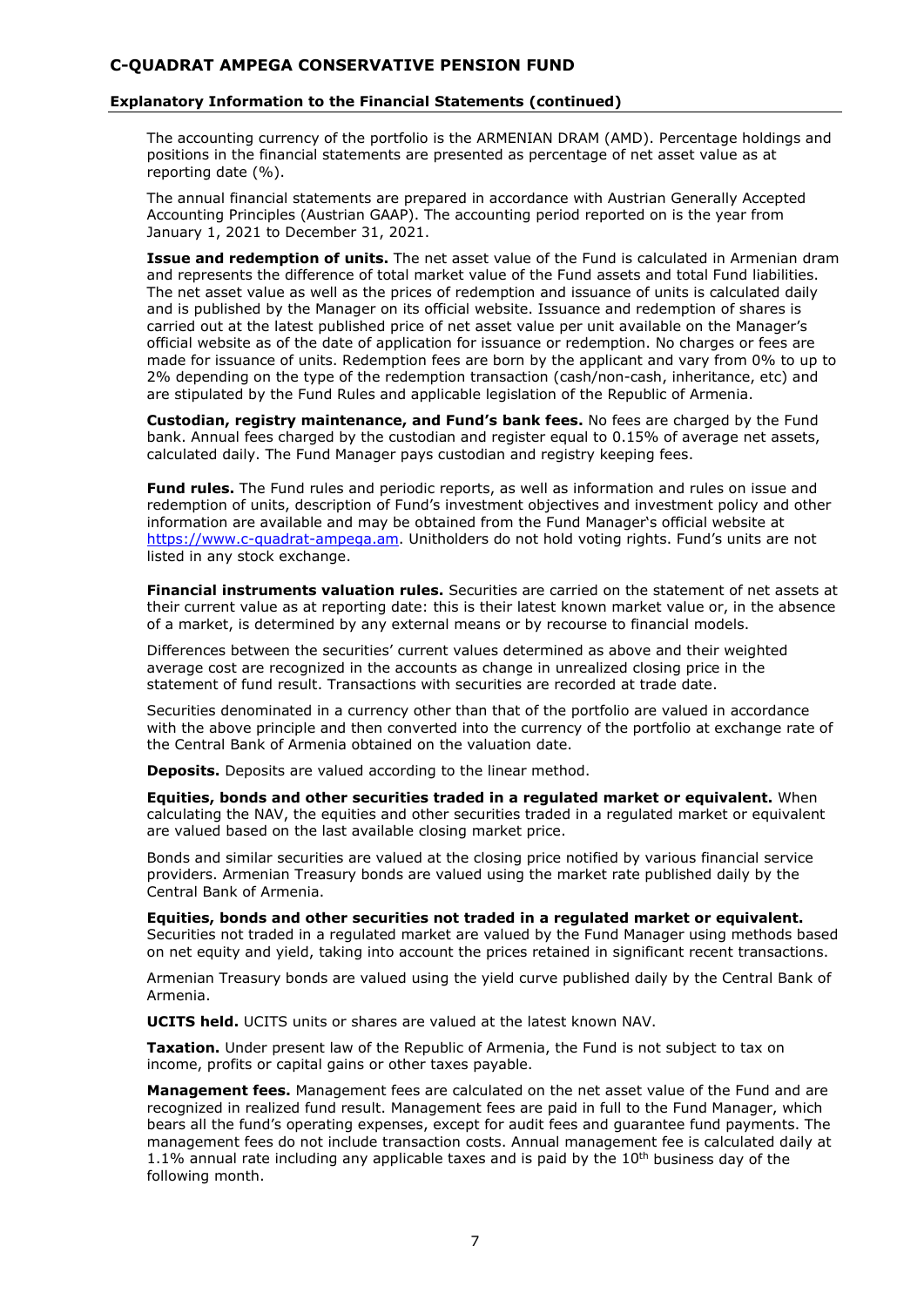The accounting currency of the portfolio is the ARMENIAN DRAM (AMD). Percentage holdings and positions in the financial statements are presented as percentage of net asset value as at reporting date (%).

The annual financial statements are prepared in accordance with Austrian Generally Accepted Accounting Principles (Austrian GAAP). The accounting period reported on is the year from January 1, 2021 to December 31, 2021.

**Issue and redemption of units.** The net asset value of the Fund is calculated in Armenian dram and represents the difference of total market value of the Fund assets and total Fund liabilities. The net asset value as well as the prices of redemption and issuance of units is calculated daily and is published by the Manager on its official website. Issuance and redemption of shares is carried out at the latest published price of net asset value per unit available on the Manager's official website as of the date of application for issuance or redemption. No charges or fees are made for issuance of units. Redemption fees are born by the applicant and vary from 0% to up to 2% depending on the type of the redemption transaction (cash/non-cash, inheritance, etc) and are stipulated by the Fund Rules and applicable legislation of the Republic of Armenia.

**Custodian, registry maintenance, and Fund's bank fees.** No fees are charged by the Fund bank. Annual fees charged by the custodian and register equal to 0.15% of average net assets, calculated daily. The Fund Manager pays custodian and registry keeping fees.

**Fund rules.** The Fund rules and periodic reports, as well as information and rules on issue and redemption of units, description of Fund's investment objectives and investment policy and other information are available and may be obtained from the Fund Manager's official website at https://www.c-quadrat-ampega.am. Unitholders do not hold voting rights. Fund's units are not listed in any stock exchange.

**Financial instruments valuation rules.** Securities are carried on the statement of net assets at their current value as at reporting date: this is their latest known market value or, in the absence of a market, is determined by any external means or by recourse to financial models.

Differences between the securities' current values determined as above and their weighted average cost are recognized in the accounts as change in unrealized closing price in the statement of fund result. Transactions with securities are recorded at trade date.

Securities denominated in a currency other than that of the portfolio are valued in accordance with the above principle and then converted into the currency of the portfolio at exchange rate of the Central Bank of Armenia obtained on the valuation date.

**Deposits.** Deposits are valued according to the linear method.

**Equities, bonds and other securities traded in a regulated market or equivalent.** When calculating the NAV, the equities and other securities traded in a regulated market or equivalent are valued based on the last available closing market price.

Bonds and similar securities are valued at the closing price notified by various financial service providers. Armenian Treasury bonds are valued using the market rate published daily by the Central Bank of Armenia.

**Equities, bonds and other securities not traded in a regulated market or equivalent.** Securities not traded in a regulated market are valued by the Fund Manager using methods based on net equity and yield, taking into account the prices retained in significant recent transactions.

Armenian Treasury bonds are valued using the yield curve published daily by the Central Bank of Armenia.

**UCITS held.** UCITS units or shares are valued at the latest known NAV.

**Taxation.** Under present law of the Republic of Armenia, the Fund is not subject to tax on income, profits or capital gains or other taxes payable.

**Management fees.** Management fees are calculated on the net asset value of the Fund and are recognized in realized fund result. Management fees are paid in full to the Fund Manager, which bears all the fund's operating expenses, except for audit fees and guarantee fund payments. The management fees do not include transaction costs. Annual management fee is calculated daily at 1.1% annual rate including any applicable taxes and is paid by the 10th business day of the following month.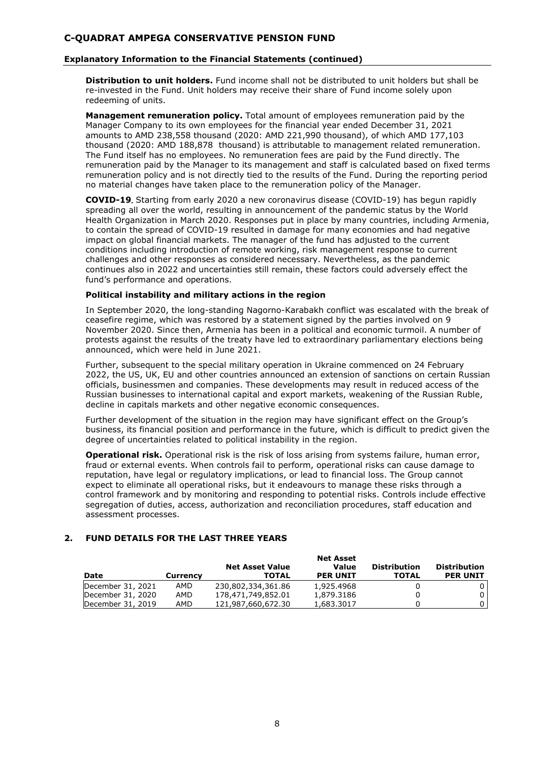**Distribution to unit holders.** Fund income shall not be distributed to unit holders but shall be re-invested in the Fund. Unit holders may receive their share of Fund income solely upon redeeming of units.

**Management remuneration policy.** Total amount of employees remuneration paid by the Manager Company to its own employees for the financial year ended December 31, 2021 amounts to AMD 238,558 thousand (2020: AMD 221,990 thousand), of which AMD 177,103 thousand (2020: AMD 188,878 thousand) is attributable to management related remuneration. The Fund itself has no employees. No remuneration fees are paid by the Fund directly. The remuneration paid by the Manager to its management and staff is calculated based on fixed terms remuneration policy and is not directly tied to the results of the Fund. During the reporting period no material changes have taken place to the remuneration policy of the Manager.

**COVID-19**. Starting from early 2020 a new coronavirus disease (COVID-19) has begun rapidly spreading all over the world, resulting in announcement of the pandemic status by the World Health Organization in March 2020. Responses put in place by many countries, including Armenia, to contain the spread of COVID-19 resulted in damage for many economies and had negative impact on global financial markets. The manager of the fund has adjusted to the current conditions including introduction of remote working, risk management response to current challenges and other responses as considered necessary. Nevertheless, as the pandemic continues also in 2022 and uncertainties still remain, these factors could adversely effect the fund's performance and operations.

**Political instability and military actions in the region**

In September 2020, the long-standing Nagorno-Karabakh conflict was escalated with the break of ceasefire regime, which was restored by a statement signed by the parties involved on 9 November 2020. Since then, Armenia has been in a political and economic turmoil. A number of protests against the results of the treaty have led to extraordinary parliamentary elections being announced, which were held in June 2021.

Further, subsequent to the special military operation in Ukraine commenced on 24 February 2022, the US, UK, EU and other countries announced an extension of sanctions on certain Russian officials, businessmen and companies. These developments may result in reduced access of the Russian businesses to international capital and export markets, weakening of the Russian Ruble, decline in capitals markets and other negative economic consequences.

Further development of the situation in the region may have significant effect on the Group's business, its financial position and performance in the future, which is difficult to predict given the degree of uncertainties related to political instability in the region.

**Operational risk.** Operational risk is the risk of loss arising from systems failure, human error, fraud or external events. When controls fail to perform, operational risks can cause damage to reputation, have legal or regulatory implications, or lead to financial loss. The Group cannot expect to eliminate all operational risks, but it endeavours to manage these risks through a control framework and by monitoring and responding to potential risks. Controls include effective segregation of duties, access, authorization and reconciliation procedures, staff education and assessment processes.

## 2. FUND DETAILS FOR THE LAST THREE YEARS

| Date | Currency | Net Asset Value TOTAL | Net Asset Value PER UNIT | Distribution TOTAL | Distribution PER UNIT |
|---|---|---|---|---|---|
| December 31, 2021 | AMD | 230,802,334,361.86 | 1,925.4968 | 0 | 0 |
| December 31, 2020 | AMD | 178,471,749,852.01 | 1,879.3186 | 0 | 0 |
| December 31, 2019 | AMD | 121,987,660,672.30 | 1,683.3017 | 0 | 0 |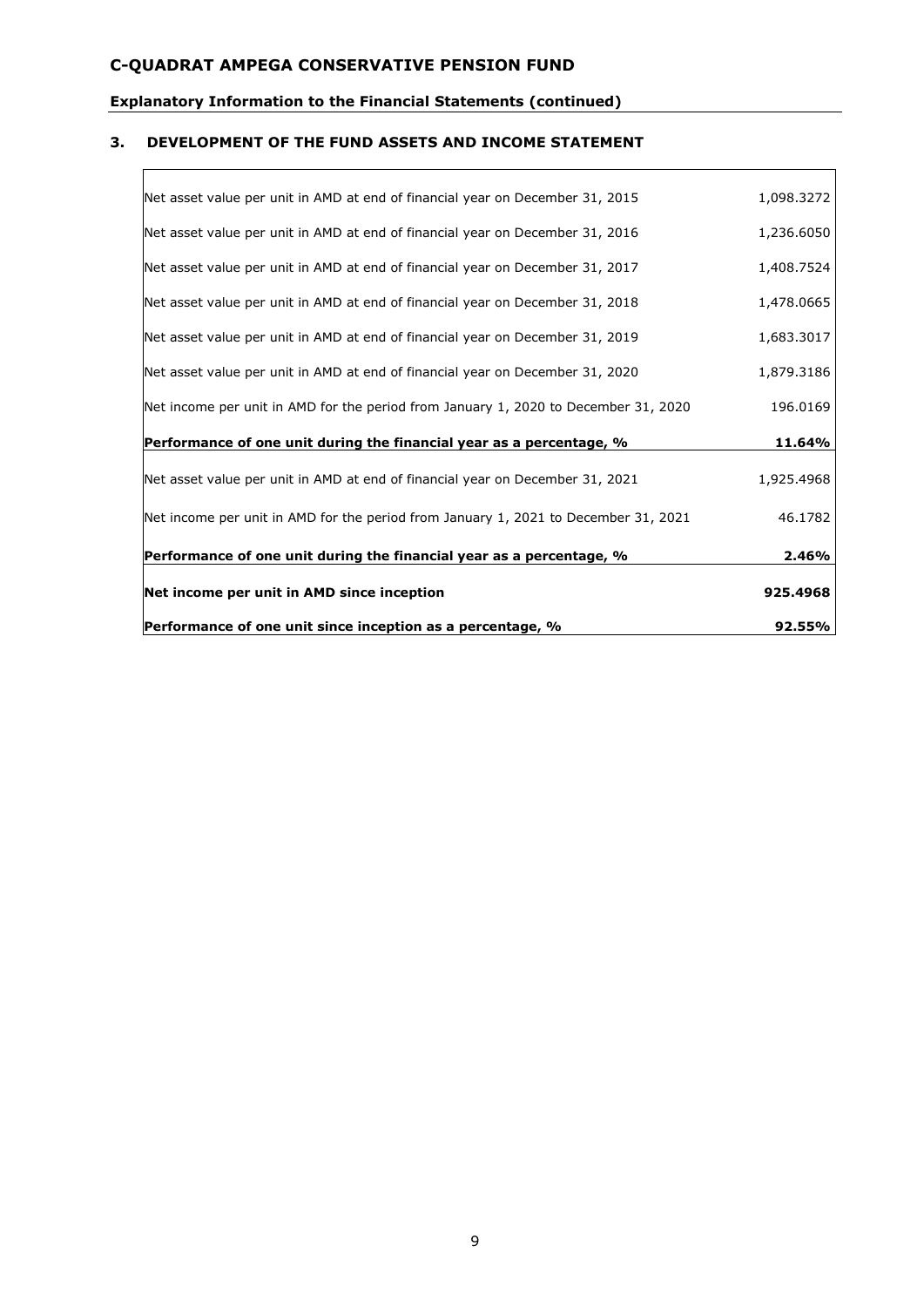## C-QUADRAT AMPEGA CONSERVATIVE PENSION FUND

**Explanatory Information to the Financial Statements (continued)**

### 3. DEVELOPMENT OF THE FUND ASSETS AND INCOME STATEMENT

| | |
|---|---|
| Net asset value per unit in AMD at end of financial year on December 31, 2015 | 1,098.3272 |
| Net asset value per unit in AMD at end of financial year on December 31, 2016 | 1,236.6050 |
| Net asset value per unit in AMD at end of financial year on December 31, 2017 | 1,408.7524 |
| Net asset value per unit in AMD at end of financial year on December 31, 2018 | 1,478.0665 |
| Net asset value per unit in AMD at end of financial year on December 31, 2019 | 1,683.3017 |
| Net asset value per unit in AMD at end of financial year on December 31, 2020 | 1,879.3186 |
| Net income per unit in AMD for the period from January 1, 2020 to December 31, 2020 | 196.0169 |
| **Performance of one unit during the financial year as a percentage, %** | **11.64%** |
| Net asset value per unit in AMD at end of financial year on December 31, 2021 | 1,925.4968 |
| Net income per unit in AMD for the period from January 1, 2021 to December 31, 2021 | 46.1782 |
| **Performance of one unit during the financial year as a percentage, %** | **2.46%** |
| **Net income per unit in AMD since inception** | **925.4968** |
| **Performance of one unit since inception as a percentage, %** | **92.55%** |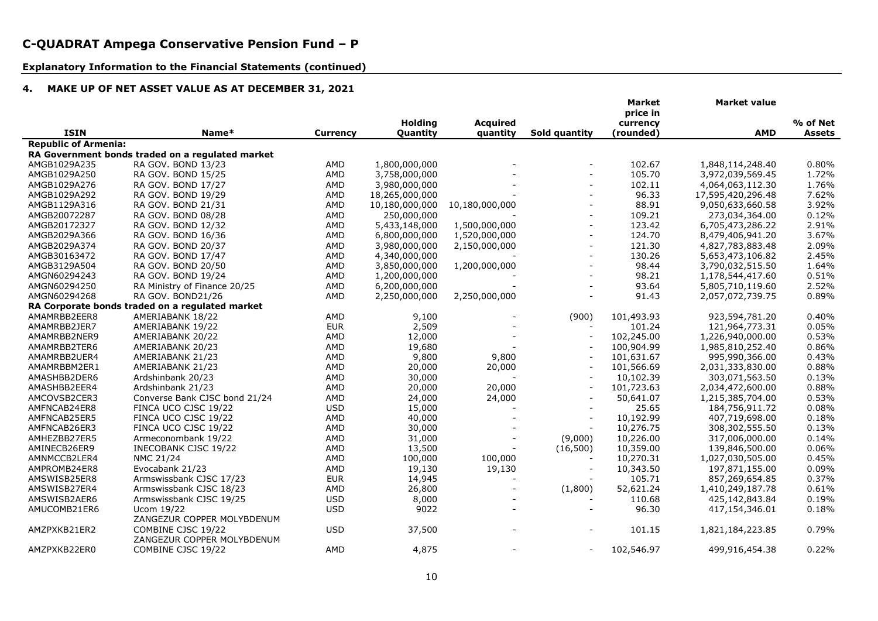# C-QUADRAT Ampega Conservative Pension Fund – P

**Explanatory Information to the Financial Statements (continued)**

## 4. MAKE UP OF NET ASSET VALUE AS AT DECEMBER 31, 2021

| ISIN | Name* | Currency | Holding Quantity | Acquired quantity | Sold quantity | Market price in currency (rounded) | Market value AMD | % of Net Assets |
|---|---|---|---|---|---|---|---|---|
| **Republic of Armenia:** | | | | | | | | |
| **RA Government bonds traded on a regulated market** | | | | | | | | |
| AMGB1029A235 | RA GOV. BOND 13/23 | AMD | 1,800,000,000 | - | - | 102.67 | 1,848,114,248.40 | 0.80% |
| AMGB1029A250 | RA GOV. BOND 15/25 | AMD | 3,758,000,000 | - | - | 105.70 | 3,972,039,569.45 | 1.72% |
| AMGB1029A276 | RA GOV. BOND 17/27 | AMD | 3,980,000,000 | - | - | 102.11 | 4,064,063,112.30 | 1.76% |
| AMGB1029A292 | RA GOV. BOND 19/29 | AMD | 18,265,000,000 | - | - | 96.33 | 17,595,420,296.48 | 7.62% |
| AMGB1129A316 | RA GOV. BOND 21/31 | AMD | 10,180,000,000 | 10,180,000,000 | - | 88.91 | 9,050,633,660.58 | 3.92% |
| AMGB20072287 | RA GOV. BOND 08/28 | AMD | 250,000,000 | - | - | 109.21 | 273,034,364.00 | 0.12% |
| AMGB20172327 | RA GOV. BOND 12/32 | AMD | 5,433,148,000 | 1,500,000,000 | - | 123.42 | 6,705,473,286.22 | 2.91% |
| AMGB2029A366 | RA GOV. BOND 16/36 | AMD | 6,800,000,000 | 1,520,000,000 | - | 124.70 | 8,479,406,941.20 | 3.67% |
| AMGB2029A374 | RA GOV. BOND 20/37 | AMD | 3,980,000,000 | 2,150,000,000 | - | 121.30 | 4,827,783,883.48 | 2.09% |
| AMGB30163472 | RA GOV. BOND 17/47 | AMD | 4,340,000,000 | - | - | 130.26 | 5,653,473,106.82 | 2.45% |
| AMGB3129A504 | RA GOV. BOND 20/50 | AMD | 3,850,000,000 | 1,200,000,000 | - | 98.44 | 3,790,032,515.50 | 1.64% |
| AMGN60294243 | RA GOV. BOND 19/24 | AMD | 1,200,000,000 | - | - | 98.21 | 1,178,544,417.60 | 0.51% |
| AMGN60294250 | RA Ministry of Finance 20/25 | AMD | 6,200,000,000 | - | - | 93.64 | 5,805,710,119.60 | 2.52% |
| AMGN60294268 | RA GOV. BOND21/26 | AMD | 2,250,000,000 | 2,250,000,000 | - | 91.43 | 2,057,072,739.75 | 0.89% |
| **RA Corporate bonds traded on a regulated market** | | | | | | | | |
| AMAMRBB2EER8 | AMERIABANK 18/22 | AMD | 9,100 | - | (900) | 101,493.93 | 923,594,781.20 | 0.40% |
| AMAMRBB2JER7 | AMERIABANK 19/22 | EUR | 2,509 | - | - | 101.24 | 121,964,773.31 | 0.05% |
| AMAMRBB2NER9 | AMERIABANK 20/22 | AMD | 12,000 | - | - | 102,245.00 | 1,226,940,000.00 | 0.53% |
| AMAMRBB2TER6 | AMERIABANK 20/23 | AMD | 19,680 | - | - | 100,904.99 | 1,985,810,252.40 | 0.86% |
| AMAMRBB2UER4 | AMERIABANK 21/23 | AMD | 9,800 | 9,800 | - | 101,631.67 | 995,990,366.00 | 0.43% |
| AMAMRBBM2ER1 | AMERIABANK 21/23 | AMD | 20,000 | 20,000 | - | 101,566.69 | 2,031,333,830.00 | 0.88% |
| AMASHBB2DER6 | Ardshinbank 20/23 | AMD | 30,000 | - | - | 10,102.39 | 303,071,563.50 | 0.13% |
| AMASHBB2EER4 | Ardshinbank 21/23 | AMD | 20,000 | 20,000 | - | 101,723.63 | 2,034,472,600.00 | 0.88% |
| AMCOVSB2CER3 | Converse Bank CJSC bond 21/24 | AMD | 24,000 | 24,000 | - | 50,641.07 | 1,215,385,704.00 | 0.53% |
| AMFNCAB24ER8 | FINCA UCO CJSC 19/22 | USD | 15,000 | - | - | 25.65 | 184,756,911.72 | 0.08% |
| AMFNCAB25ER5 | FINCA UCO CJSC 19/22 | AMD | 40,000 | - | - | 10,192.99 | 407,719,698.00 | 0.18% |
| AMFNCAB26ER3 | FINCA UCO CJSC 19/22 | AMD | 30,000 | - | - | 10,276.75 | 308,302,555.50 | 0.13% |
| AMHEZBB27ER5 | Armeconombank 19/22 | AMD | 31,000 | - | (9,000) | 10,226.00 | 317,006,000.00 | 0.14% |
| AMINECB26ER9 | INECOBANK CJSC 19/22 | AMD | 13,500 | - | (16,500) | 10,359.00 | 139,846,500.00 | 0.06% |
| AMNMCCB2LER4 | NMC 21/24 | AMD | 100,000 | 100,000 | - | 10,270.31 | 1,027,030,505.00 | 0.45% |
| AMPROMB24ER8 | Evocabank 21/23 | AMD | 19,130 | 19,130 | - | 10,343.50 | 197,871,155.00 | 0.09% |
| AMSWISB25ER8 | Armswissbank CJSC 17/23 | EUR | 14,945 | - | - | 105.71 | 857,269,654.85 | 0.37% |
| AMSWISB27ER4 | Armswissbank CJSC 18/23 | AMD | 26,800 | - | (1,800) | 52,621.24 | 1,410,249,187.78 | 0.61% |
| AMSWISB2AER6 | Armswissbank CJSC 19/25 | USD | 8,000 | - | - | 110.68 | 425,142,843.84 | 0.19% |
| AMUCOMB21ER6 | Ucom 19/22 | USD | 9022 | - | - | 96.30 | 417,154,346.01 | 0.18% |
| AMZPXKB21ER2 | ZANGEZUR COPPER MOLYBDENUM COMBINE CJSC 19/22 | USD | 37,500 | - | - | 101.15 | 1,821,184,223.85 | 0.79% |
| AMZPXKB22ER0 | ZANGEZUR COPPER MOLYBDENUM COMBINE CJSC 19/22 | AMD | 4,875 | - | - | 102,546.97 | 499,916,454.38 | 0.22% |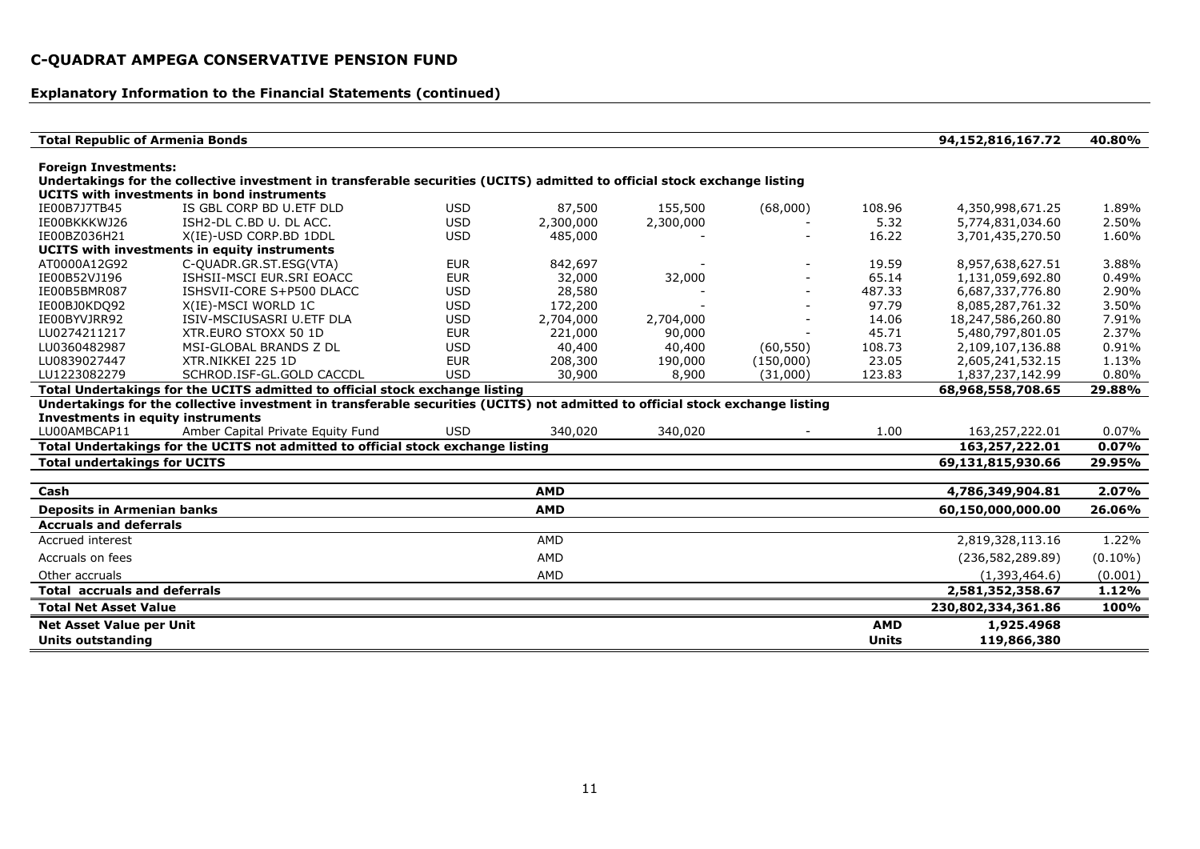# C-QUADRAT AMPEGA CONSERVATIVE PENSION FUND

## Explanatory Information to the Financial Statements (continued)

| | | | | | | | | |
|---|---|---|---|---|---|---|---|---|
| **Total Republic of Armenia Bonds** | | | | | | | **94,152,816,167.72** | **40.80%** |
| **Foreign Investments:** | | | | | | | | |
| **Undertakings for the collective investment in transferable securities (UCITS) admitted to official stock exchange listing** | | | | | | | | |
| **UCITS with investments in bond instruments** | | | | | | | | |
| IE00B7J7TB45 | IS GBL CORP BD U.ETF DLD | USD | 87,500 | 155,500 | (68,000) | 108.96 | 4,350,998,671.25 | 1.89% |
| IE00BKKKWJ26 | ISH2-DL C.BD U. DL ACC. | USD | 2,300,000 | 2,300,000 | - | 5.32 | 5,774,831,034.60 | 2.50% |
| IE00BZ036H21 | X(IE)-USD CORP.BD 1DDL | USD | 485,000 | - | - | 16.22 | 3,701,435,270.50 | 1.60% |
| **UCITS with investments in equity instruments** | | | | | | | | |
| AT0000A12G92 | C-QUADR.GR.ST.ESG(VTA) | EUR | 842,697 | - | - | 19.59 | 8,957,638,627.51 | 3.88% |
| IE00B52VJ196 | ISHSII-MSCI EUR.SRI EOACC | EUR | 32,000 | 32,000 | - | 65.14 | 1,131,059,692.80 | 0.49% |
| IE00B5BMR087 | ISHSVII-CORE S+P500 DLACC | USD | 28,580 | - | - | 487.33 | 6,687,337,776.80 | 2.90% |
| IE00BJ0KDQ92 | X(IE)-MSCI WORLD 1C | USD | 172,200 | - | - | 97.79 | 8,085,287,761.32 | 3.50% |
| IE00BYVJRR92 | ISIV-MSCIUSASRI U.ETF DLA | USD | 2,704,000 | 2,704,000 | - | 14.06 | 18,247,586,260.80 | 7.91% |
| LU0274211217 | XTR.EURO STOXX 50 1D | EUR | 221,000 | 90,000 | - | 45.71 | 5,480,797,801.05 | 2.37% |
| LU0360482987 | MSI-GLOBAL BRANDS Z DL | USD | 40,400 | 40,400 | (60,550) | 108.73 | 2,109,107,136.88 | 0.91% |
| LU0839027447 | XTR.NIKKEI 225 1D | EUR | 208,300 | 190,000 | (150,000) | 23.05 | 2,605,241,532.15 | 1.13% |
| LU1223082279 | SCHROD.ISF-GL.GOLD CACCDL | USD | 30,900 | 8,900 | (31,000) | 123.83 | 1,837,237,142.99 | 0.80% |
| **Total Undertakings for the UCITS admitted to official stock exchange listing** | | | | | | | **68,968,558,708.65** | **29.88%** |
| **Undertakings for the collective investment in transferable securities (UCITS) not admitted to official stock exchange listing** | | | | | | | | |
| **Investments in equity instruments** | | | | | | | | |
| LU00AMBCAP11 | Amber Capital Private Equity Fund | USD | 340,020 | 340,020 | - | 1.00 | 163,257,222.01 | 0.07% |
| **Total Undertakings for the UCITS not admitted to official stock exchange listing** | | | | | | | **163,257,222.01** | **0.07%** |
| **Total undertakings for UCITS** | | | | | | | **69,131,815,930.66** | **29.95%** |
| **Cash** | | | **AMD** | | | | **4,786,349,904.81** | **2.07%** |
| **Deposits in Armenian banks** | | | **AMD** | | | | **60,150,000,000.00** | **26.06%** |
| **Accruals and deferrals** | | | | | | | | |
| Accrued interest | | | AMD | | | | 2,819,328,113.16 | 1.22% |
| Accruals on fees | | | AMD | | | | (236,582,289.89) | (0.10%) |
| Other accruals | | | AMD | | | | (1,393,464.6) | (0.001) |
| **Total accruals and deferrals** | | | | | | | **2,581,352,358.67** | **1.12%** |
| **Total Net Asset Value** | | | | | | | **230,802,334,361.86** | **100%** |
| **Net Asset Value per Unit** | | | | | | **AMD** | **1,925.4968** | |
| **Units outstanding** | | | | | | **Units** | **119,866,380** | |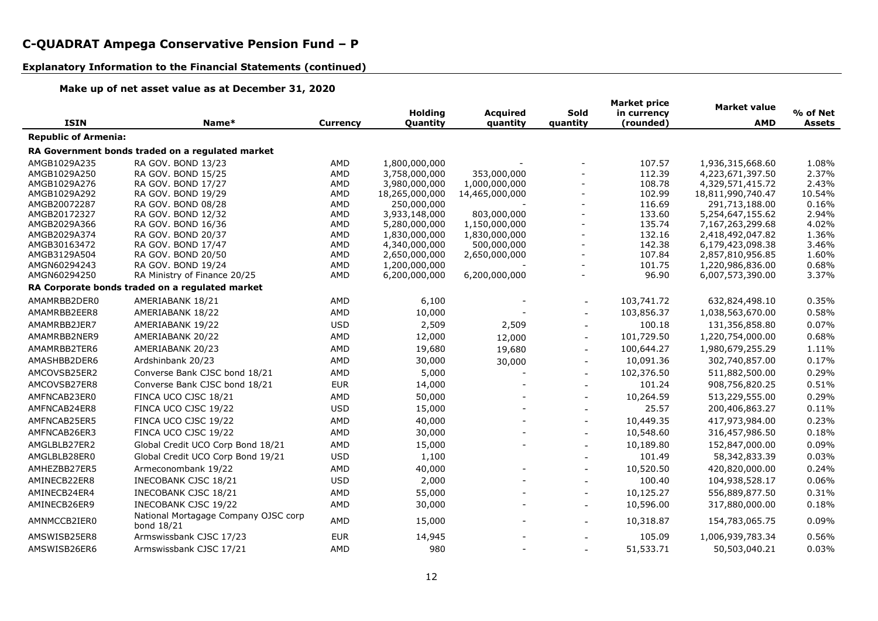# C-QUADRAT Ampega Conservative Pension Fund – P

## Explanatory Information to the Financial Statements (continued)

### Make up of net asset value as at December 31, 2020

| ISIN | Name* | Currency | Holding Quantity | Acquired quantity | Sold quantity | Market price in currency (rounded) | Market value AMD | % of Net Assets |
|---|---|---|---|---|---|---|---|---|
| **Republic of Armenia:** | | | | | | | | |
| **RA Government bonds traded on a regulated market** | | | | | | | | |
| AMGB1029A235 | RA GOV. BOND 13/23 | AMD | 1,800,000,000 | - | - | 107.57 | 1,936,315,668.60 | 1.08% |
| AMGB1029A250 | RA GOV. BOND 15/25 | AMD | 3,758,000,000 | 353,000,000 | - | 112.39 | 4,223,671,397.50 | 2.37% |
| AMGB1029A276 | RA GOV. BOND 17/27 | AMD | 3,980,000,000 | 1,000,000,000 | - | 108.78 | 4,329,571,415.72 | 2.43% |
| AMGB1029A292 | RA GOV. BOND 19/29 | AMD | 18,265,000,000 | 14,465,000,000 | - | 102.99 | 18,811,990,740.47 | 10.54% |
| AMGB20072287 | RA GOV. BOND 08/28 | AMD | 250,000,000 | - | - | 116.69 | 291,713,188.00 | 0.16% |
| AMGB20172327 | RA GOV. BOND 12/32 | AMD | 3,933,148,000 | 803,000,000 | - | 133.60 | 5,254,647,155.62 | 2.94% |
| AMGB2029A366 | RA GOV. BOND 16/36 | AMD | 5,280,000,000 | 1,150,000,000 | - | 135.74 | 7,167,263,299.68 | 4.02% |
| AMGB2029A374 | RA GOV. BOND 20/37 | AMD | 1,830,000,000 | 1,830,000,000 | - | 132.16 | 2,418,492,047.82 | 1.36% |
| AMGB30163472 | RA GOV. BOND 17/47 | AMD | 4,340,000,000 | 500,000,000 | - | 142.38 | 6,179,423,098.38 | 3.46% |
| AMGB3129A504 | RA GOV. BOND 20/50 | AMD | 2,650,000,000 | 2,650,000,000 | - | 107.84 | 2,857,810,956.85 | 1.60% |
| AMGN60294243 | RA GOV. BOND 19/24 | AMD | 1,200,000,000 | - | - | 101.75 | 1,220,986,836.00 | 0.68% |
| AMGN60294250 | RA Ministry of Finance 20/25 | AMD | 6,200,000,000 | 6,200,000,000 | - | 96.90 | 6,007,573,390.00 | 3.37% |
| **RA Corporate bonds traded on a regulated market** | | | | | | | | |
| AMAMRBB2DER0 | AMERIABANK 18/21 | AMD | 6,100 | - | - | 103,741.72 | 632,824,498.10 | 0.35% |
| AMAMRBB2EER8 | AMERIABANK 18/22 | AMD | 10,000 | - | - | 103,856.37 | 1,038,563,670.00 | 0.58% |
| AMAMRBB2JER7 | AMERIABANK 19/22 | USD | 2,509 | 2,509 | - | 100.18 | 131,356,858.80 | 0.07% |
| AMAMRBB2NER9 | AMERIABANK 20/22 | AMD | 12,000 | 12,000 | - | 101,729.50 | 1,220,754,000.00 | 0.68% |
| AMAMRBB2TER6 | AMERIABANK 20/23 | AMD | 19,680 | 19,680 | - | 100,644.27 | 1,980,679,255.29 | 1.11% |
| AMASHBB2DER6 | Ardshinbank 20/23 | AMD | 30,000 | 30,000 | - | 10,091.36 | 302,740,857.00 | 0.17% |
| AMCOVSB25ER2 | Converse Bank CJSC bond 18/21 | AMD | 5,000 | - | - | 102,376.50 | 511,882,500.00 | 0.29% |
| AMCOVSB27ER8 | Converse Bank CJSC bond 18/21 | EUR | 14,000 | - | - | 101.24 | 908,756,820.25 | 0.51% |
| AMFNCAB23ER0 | FINCA UCO CJSC 18/21 | AMD | 50,000 | - | - | 10,264.59 | 513,229,555.00 | 0.29% |
| AMFNCAB24ER8 | FINCA UCO CJSC 19/22 | USD | 15,000 | - | - | 25.57 | 200,406,863.27 | 0.11% |
| AMFNCAB25ER5 | FINCA UCO CJSC 19/22 | AMD | 40,000 | - | - | 10,449.35 | 417,973,984.00 | 0.23% |
| AMFNCAB26ER3 | FINCA UCO CJSC 19/22 | AMD | 30,000 | - | - | 10,548.60 | 316,457,986.50 | 0.18% |
| AMGLBLB27ER2 | Global Credit UCO Corp Bond 18/21 | AMD | 15,000 | - | - | 10,189.80 | 152,847,000.00 | 0.09% |
| AMGLBLB28ER0 | Global Credit UCO Corp Bond 19/21 | USD | 1,100 | | - | 101.49 | 58,342,833.39 | 0.03% |
| AMHEZBB27ER5 | Armeconombank 19/22 | AMD | 40,000 | - | - | 10,520.50 | 420,820,000.00 | 0.24% |
| AMINECB22ER8 | INECOBANK CJSC 18/21 | USD | 2,000 | - | - | 100.40 | 104,938,528.17 | 0.06% |
| AMINECB24ER4 | INECOBANK CJSC 18/21 | AMD | 55,000 | - | - | 10,125.27 | 556,889,877.50 | 0.31% |
| AMINECB26ER9 | INECOBANK CJSC 19/22 | AMD | 30,000 | - | - | 10,596.00 | 317,880,000.00 | 0.18% |
| AMNMCCB2IER0 | National Mortagage Company OJSC corp bond 18/21 | AMD | 15,000 | - | - | 10,318.87 | 154,783,065.75 | 0.09% |
| AMSWISB25ER8 | Armswissbank CJSC 17/23 | EUR | 14,945 | - | - | 105.09 | 1,006,939,783.34 | 0.56% |
| AMSWISB26ER6 | Armswissbank CJSC 17/21 | AMD | 980 | - | - | 51,533.71 | 50,503,040.21 | 0.03% |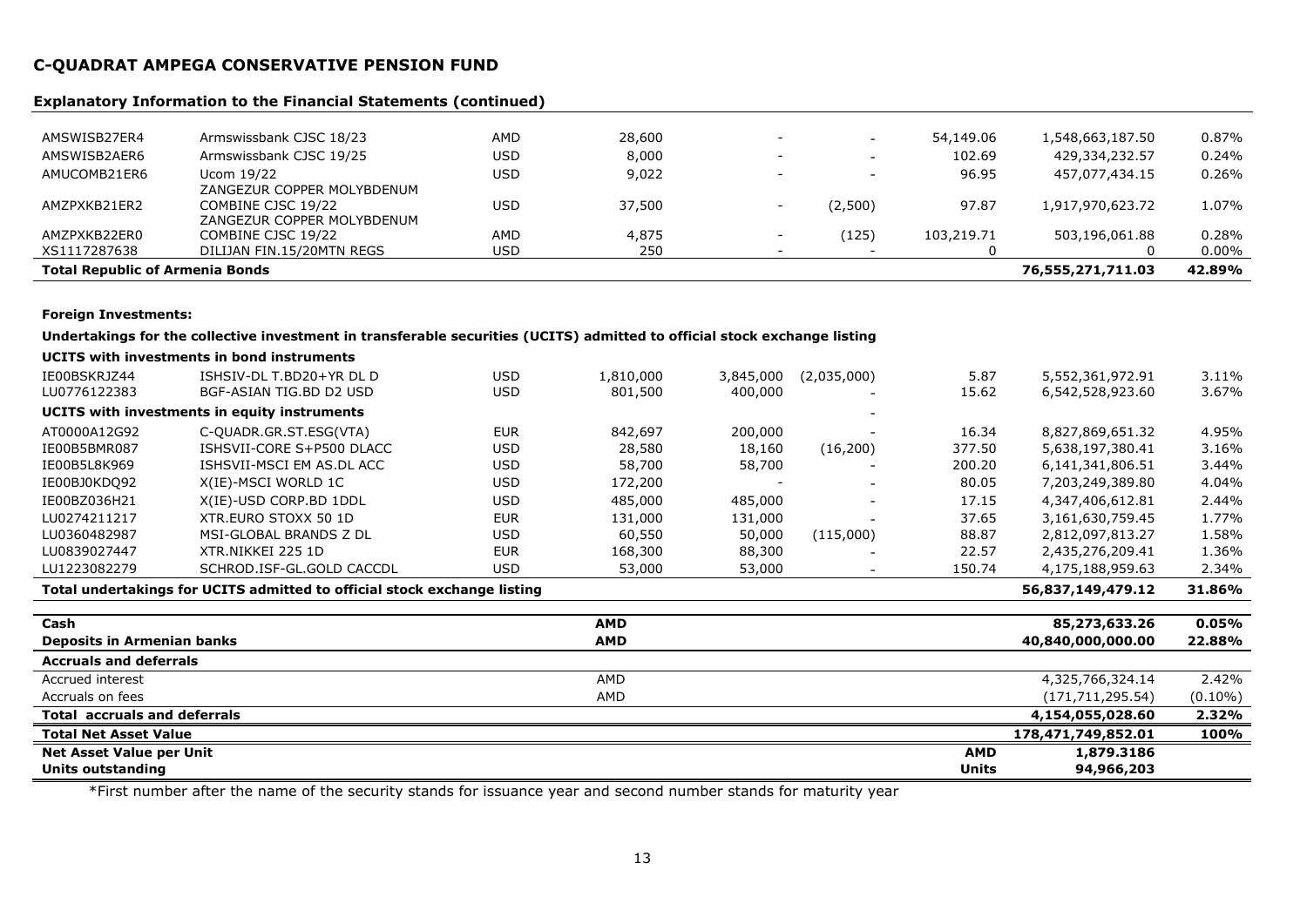## C-QUADRAT AMPEGA CONSERVATIVE PENSION FUND

### Explanatory Information to the Financial Statements (continued)

| | | | | | | | | |
|---|---|---|---|---|---|---|---|---|
| AMSWISB27ER4 | Armswissbank CJSC 18/23 | AMD | 28,600 | - | - | 54,149.06 | 1,548,663,187.50 | 0.87% |
| AMSWISB2AER6 | Armswissbank CJSC 19/25 | USD | 8,000 | - | - | 102.69 | 429,334,232.57 | 0.24% |
| AMUCOMB21ER6 | Ucom 19/22 | USD | 9,022 | - | - | 96.95 | 457,077,434.15 | 0.26% |
| AMZPXKB21ER2 | ZANGEZUR COPPER MOLYBDENUM COMBINE CJSC 19/22 | USD | 37,500 | - | (2,500) | 97.87 | 1,917,970,623.72 | 1.07% |
| AMZPXKB22ER0 | ZANGEZUR COPPER MOLYBDENUM COMBINE CJSC 19/22 | AMD | 4,875 | - | (125) | 103,219.71 | 503,196,061.88 | 0.28% |
| XS1117287638 | DILIJAN FIN.15/20MTN REGS | USD | 250 | - | - | 0 | 0 | 0.00% |
| **Total Republic of Armenia Bonds** | | | | | | | **76,555,271,711.03** | **42.89%** |

**Foreign Investments:**

**Undertakings for the collective investment in transferable securities (UCITS) admitted to official stock exchange listing**

| | | | | | | | | |
|---|---|---|---|---|---|---|---|---|
| **UCITS with investments in bond instruments** | | | | | | | | |
| IE00BSKRJZ44 | ISHSIV-DL T.BD20+YR DL D | USD | 1,810,000 | 3,845,000 | (2,035,000) | 5.87 | 5,552,361,972.91 | 3.11% |
| LU0776122383 | BGF-ASIAN TIG.BD D2 USD | USD | 801,500 | 400,000 | - | 15.62 | 6,542,528,923.60 | 3.67% |
| **UCITS with investments in equity instruments** | | | | | - | | | |
| AT0000A12G92 | C-QUADR.GR.ST.ESG(VTA) | EUR | 842,697 | 200,000 | - | 16.34 | 8,827,869,651.32 | 4.95% |
| IE00B5BMR087 | ISHSVII-CORE S+P500 DLACC | USD | 28,580 | 18,160 | (16,200) | 377.50 | 5,638,197,380.41 | 3.16% |
| IE00B5L8K969 | ISHSVII-MSCI EM AS.DL ACC | USD | 58,700 | 58,700 | - | 200.20 | 6,141,341,806.51 | 3.44% |
| IE00BJ0KDQ92 | X(IE)-MSCI WORLD 1C | USD | 172,200 | - | - | 80.05 | 7,203,249,389.80 | 4.04% |
| IE00BZ036H21 | X(IE)-USD CORP.BD 1DDL | USD | 485,000 | 485,000 | - | 17.15 | 4,347,406,612.81 | 2.44% |
| LU0274211217 | XTR.EURO STOXX 50 1D | EUR | 131,000 | 131,000 | - | 37.65 | 3,161,630,759.45 | 1.77% |
| LU0360482987 | MSI-GLOBAL BRANDS Z DL | USD | 60,550 | 50,000 | (115,000) | 88.87 | 2,812,097,813.27 | 1.58% |
| LU0839027447 | XTR.NIKKEI 225 1D | EUR | 168,300 | 88,300 | - | 22.57 | 2,435,276,209.41 | 1.36% |
| LU1223082279 | SCHROD.ISF-GL.GOLD CACCDL | USD | 53,000 | 53,000 | - | 150.74 | 4,175,188,959.63 | 2.34% |
| **Total undertakings for UCITS admitted to official stock exchange listing** | | | | | | | **56,837,149,479.12** | **31.86%** |

| | | | | |
|---|---|---|---|---|
| **Cash** | **AMD** | | **85,273,633.26** | **0.05%** |
| **Deposits in Armenian banks** | **AMD** | | **40,840,000,000.00** | **22.88%** |
| **Accruals and deferrals** | | | | |
| Accrued interest | AMD | | 4,325,766,324.14 | 2.42% |
| Accruals on fees | AMD | | (171,711,295.54) | (0.10%) |
| **Total accruals and deferrals** | | | **4,154,055,028.60** | **2.32%** |
| **Total Net Asset Value** | | | **178,471,749,852.01** | **100%** |
| **Net Asset Value per Unit** | | **AMD** | **1,879.3186** | |
| **Units outstanding** | | **Units** | **94,966,203** | |

*First number after the name of the security stands for issuance year and second number stands for maturity year